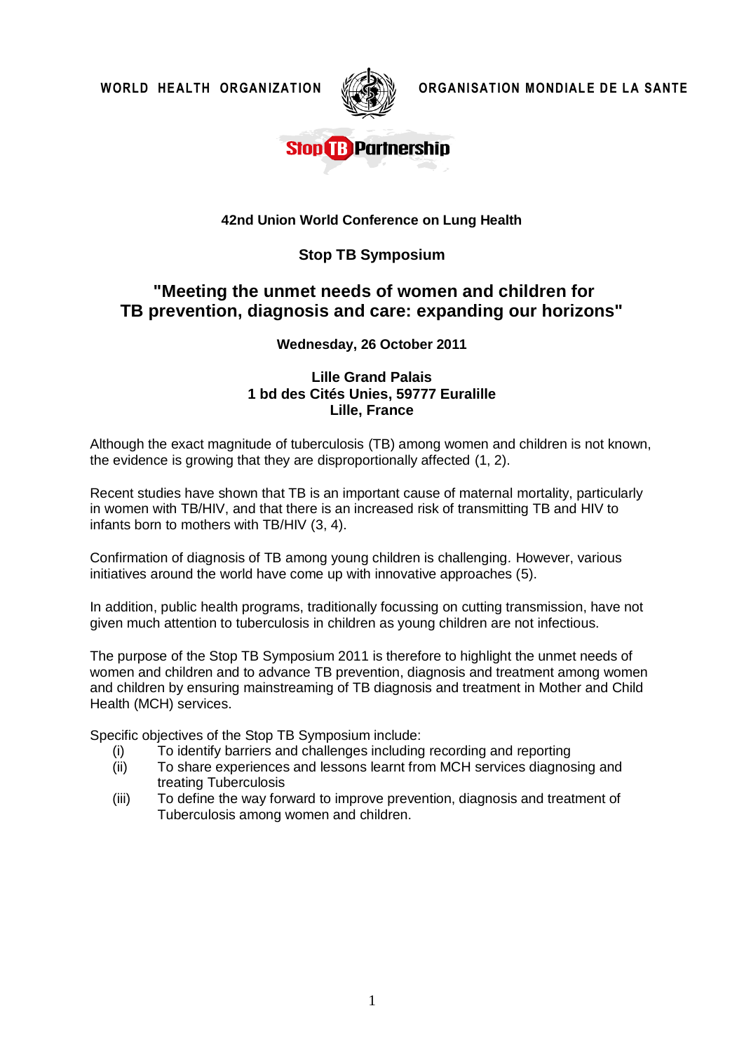WORLD HEALTH ORGANIZATION ORGANISATION MONDIALE DE LA SANTE

Stop TB Partnership

**42nd Union World Conference on Lung Health**

## Stop TB Symposium

# "Meeting the unmet needs of women and children for TB prevention, diagnosis and care: expanding our horizons"

**Wednesday, 26 October 2011**

**Lille Grand Palais**
**1 bd des Cités Unies, 59777 Euralille**
**Lille, France**

Although the exact magnitude of tuberculosis (TB) among women and children is not known, the evidence is growing that they are disproportionally affected (1, 2).

Recent studies have shown that TB is an important cause of maternal mortality, particularly in women with TB/HIV, and that there is an increased risk of transmitting TB and HIV to infants born to mothers with TB/HIV (3, 4).

Confirmation of diagnosis of TB among young children is challenging. However, various initiatives around the world have come up with innovative approaches (5).

In addition, public health programs, traditionally focussing on cutting transmission, have not given much attention to tuberculosis in children as young children are not infectious.

The purpose of the Stop TB Symposium 2011 is therefore to highlight the unmet needs of women and children and to advance TB prevention, diagnosis and treatment among women and children by ensuring mainstreaming of TB diagnosis and treatment in Mother and Child Health (MCH) services.

Specific objectives of the Stop TB Symposium include:

(i) To identify barriers and challenges including recording and reporting
(ii) To share experiences and lessons learnt from MCH services diagnosing and treating Tuberculosis
(iii) To define the way forward to improve prevention, diagnosis and treatment of Tuberculosis among women and children.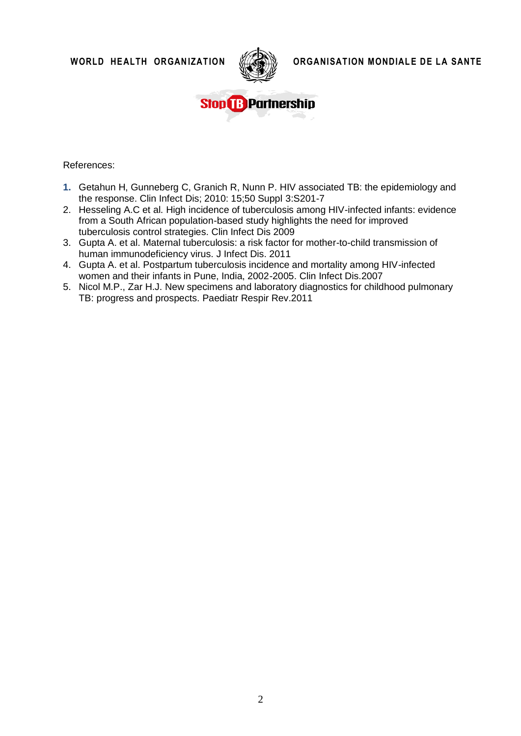References:

1. Getahun H, Gunneberg C, Granich R, Nunn P. HIV associated TB: the epidemiology and the response. Clin Infect Dis; 2010: 15;50 Suppl 3:S201-7
2. Hesseling A.C et al. High incidence of tuberculosis among HIV-infected infants: evidence from a South African population-based study highlights the need for improved tuberculosis control strategies. Clin Infect Dis 2009
3. Gupta A. et al. Maternal tuberculosis: a risk factor for mother-to-child transmission of human immunodeficiency virus. J Infect Dis. 2011
4. Gupta A. et al. Postpartum tuberculosis incidence and mortality among HIV-infected women and their infants in Pune, India, 2002-2005. Clin Infect Dis.2007
5. Nicol M.P., Zar H.J. New specimens and laboratory diagnostics for childhood pulmonary TB: progress and prospects. Paediatr Respir Rev.2011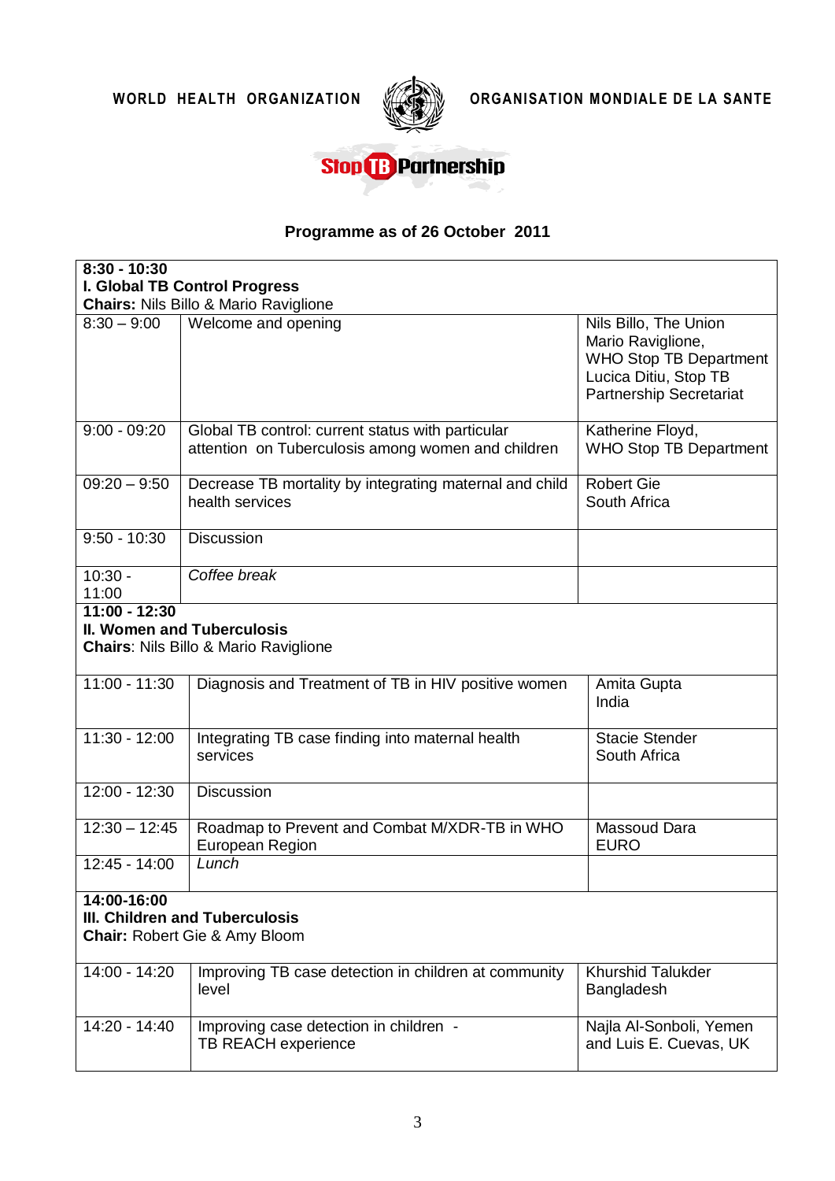WORLD HEALTH ORGANIZATION ORGANISATION MONDIALE DE LA SANTE

Stop TB Partnership

## Programme as of 26 October 2011

| | | |
|---|---|---|
| **8:30 - 10:30** **I. Global TB Control Progress** **Chairs:** Nils Billo & Mario Raviglione | | |
| 8:30 – 9:00 | Welcome and opening | Nils Billo, The Union Mario Raviglione, WHO Stop TB Department Lucica Ditiu, Stop TB Partnership Secretariat |
| 9:00 - 09:20 | Global TB control: current status with particular attention on Tuberculosis among women and children | Katherine Floyd, WHO Stop TB Department |
| 09:20 – 9:50 | Decrease TB mortality by integrating maternal and child health services | Robert Gie South Africa |
| 9:50 - 10:30 | Discussion | |
| 10:30 - 11:00 | *Coffee break* | |
| **11:00 - 12:30** **II. Women and Tuberculosis** **Chairs**: Nils Billo & Mario Raviglione | | |
| 11:00 - 11:30 | Diagnosis and Treatment of TB in HIV positive women | Amita Gupta India |
| 11:30 - 12:00 | Integrating TB case finding into maternal health services | Stacie Stender South Africa |
| 12:00 - 12:30 | Discussion | |
| 12:30 – 12:45 | Roadmap to Prevent and Combat M/XDR-TB in WHO European Region | Massoud Dara EURO |
| 12:45 - 14:00 | *Lunch* | |
| **14:00-16:00** **III. Children and Tuberculosis** **Chair:** Robert Gie & Amy Bloom | | |
| 14:00 - 14:20 | Improving TB case detection in children at community level | Khurshid Talukder Bangladesh |
| 14:20 - 14:40 | Improving case detection in children - TB REACH experience | Najla Al-Sonboli, Yemen and Luis E. Cuevas, UK |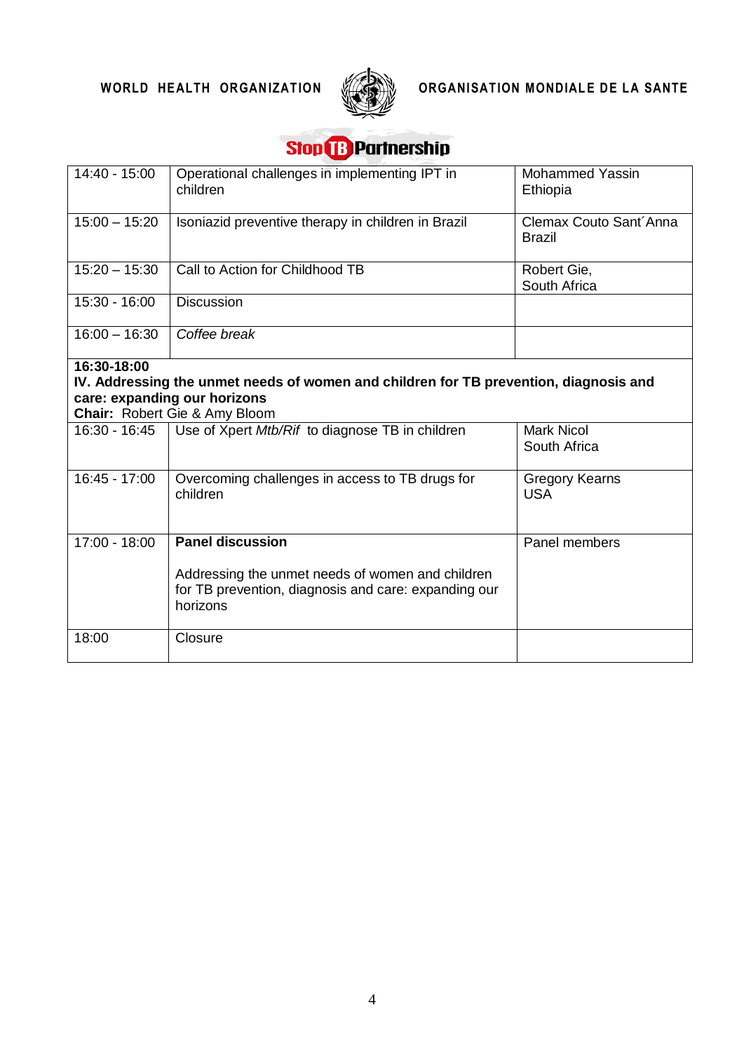WORLD HEALTH ORGANIZATION ORGANISATION MONDIALE DE LA SANTE

Stop TB Partnership

| | | |
|---|---|---|
| 14:40 - 15:00 | Operational challenges in implementing IPT in children | Mohammed Yassin<br>Ethiopia |
| 15:00 – 15:20 | Isoniazid preventive therapy in children in Brazil | Clemax Couto Sant´Anna<br>Brazil |
| 15:20 – 15:30 | Call to Action for Childhood TB | Robert Gie,<br>South Africa |
| 15:30 - 16:00 | Discussion | |
| 16:00 – 16:30 | *Coffee break* | |
| **16:30-18:00**<br>**IV. Addressing the unmet needs of women and children for TB prevention, diagnosis and care: expanding our horizons**<br>**Chair:** Robert Gie & Amy Bloom | | |
| 16:30 - 16:45 | Use of Xpert *Mtb/Rif* to diagnose TB in children | Mark Nicol<br>South Africa |
| 16:45 - 17:00 | Overcoming challenges in access to TB drugs for children | Gregory Kearns<br>USA |
| 17:00 - 18:00 | **Panel discussion**<br><br>Addressing the unmet needs of women and children for TB prevention, diagnosis and care: expanding our horizons | Panel members |
| 18:00 | Closure | |